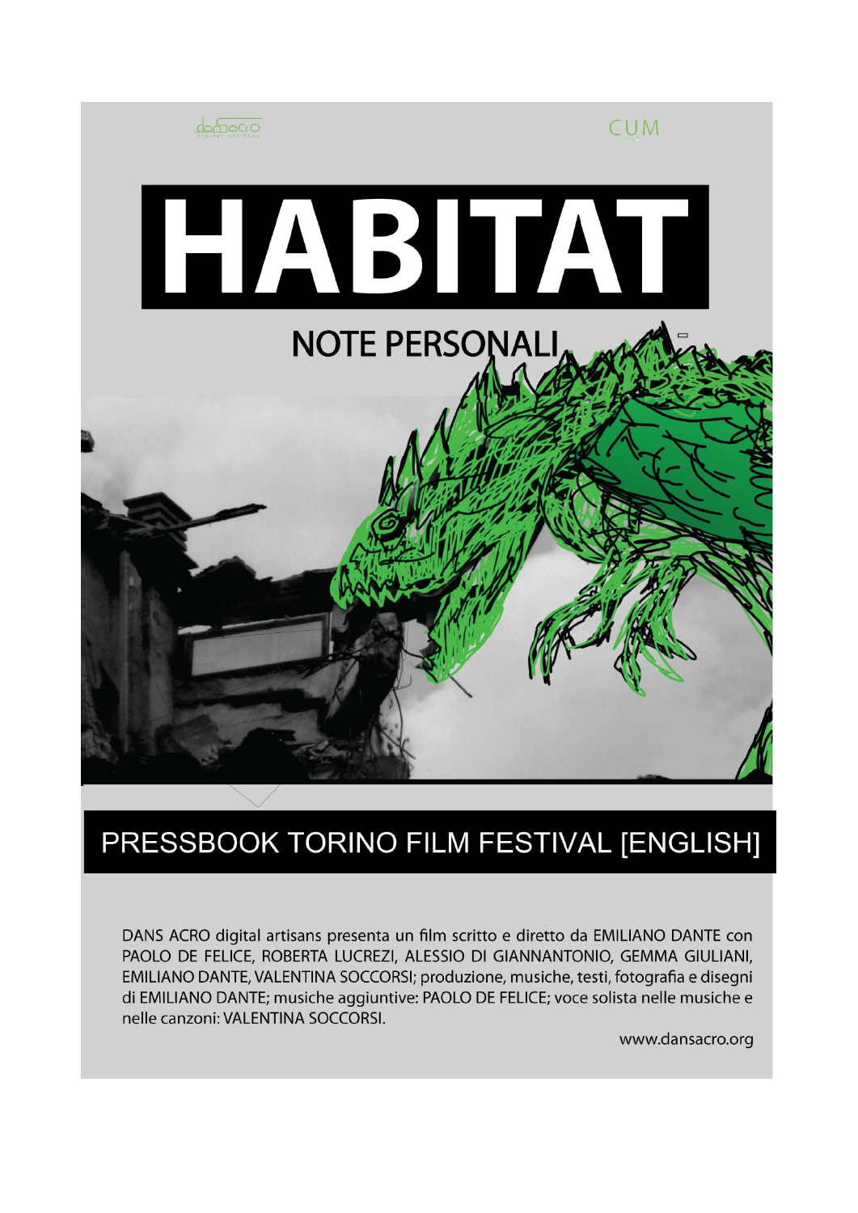dansacro DIGITAL ARTISANS

CUM

# HABITAT

## NOTE PERSONALI

## PRESSBOOK TORINO FILM FESTIVAL [ENGLISH]

DANS ACRO digital artisans presenta un film scritto e diretto da EMILIANO DANTE con PAOLO DE FELICE, ROBERTA LUCREZI, ALESSIO DI GIANNANTONIO, GEMMA GIULIANI, EMILIANO DANTE, VALENTINA SOCCORSI; produzione, musiche, testi, fotografia e disegni di EMILIANO DANTE; musiche aggiuntive: PAOLO DE FELICE; voce solista nelle musiche e nelle canzoni: VALENTINA SOCCORSI.

www.dansacro.org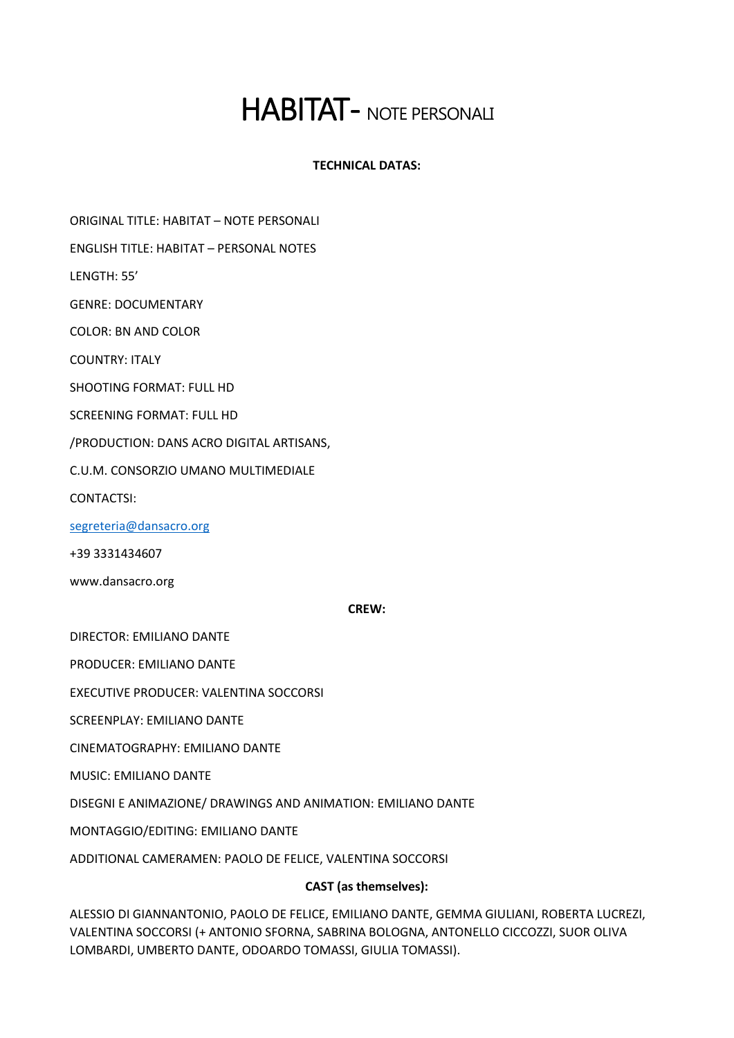# HABITAT- NOTE PERSONALI

**TECHNICAL DATAS:**

ORIGINAL TITLE: HABITAT – NOTE PERSONALI

ENGLISH TITLE: HABITAT – PERSONAL NOTES

LENGTH: 55'

GENRE: DOCUMENTARY

COLOR: BN AND COLOR

COUNTRY: ITALY

SHOOTING FORMAT: FULL HD

SCREENING FORMAT: FULL HD

/PRODUCTION: DANS ACRO DIGITAL ARTISANS,

C.U.M. CONSORZIO UMANO MULTIMEDIALE

CONTACTSI:

segreteria@dansacro.org

+39 3331434607

www.dansacro.org

**CREW:**

DIRECTOR: EMILIANO DANTE

PRODUCER: EMILIANO DANTE

EXECUTIVE PRODUCER: VALENTINA SOCCORSI

SCREENPLAY: EMILIANO DANTE

CINEMATOGRAPHY: EMILIANO DANTE

MUSIC: EMILIANO DANTE

DISEGNI E ANIMAZIONE/ DRAWINGS AND ANIMATION: EMILIANO DANTE

MONTAGGIO/EDITING: EMILIANO DANTE

ADDITIONAL CAMERAMEN: PAOLO DE FELICE, VALENTINA SOCCORSI

**CAST (as themselves):**

ALESSIO DI GIANNANTONIO, PAOLO DE FELICE, EMILIANO DANTE, GEMMA GIULIANI, ROBERTA LUCREZI, VALENTINA SOCCORSI (+ ANTONIO SFORNA, SABRINA BOLOGNA, ANTONELLO CICCOZZI, SUOR OLIVA LOMBARDI, UMBERTO DANTE, ODOARDO TOMASSI, GIULIA TOMASSI).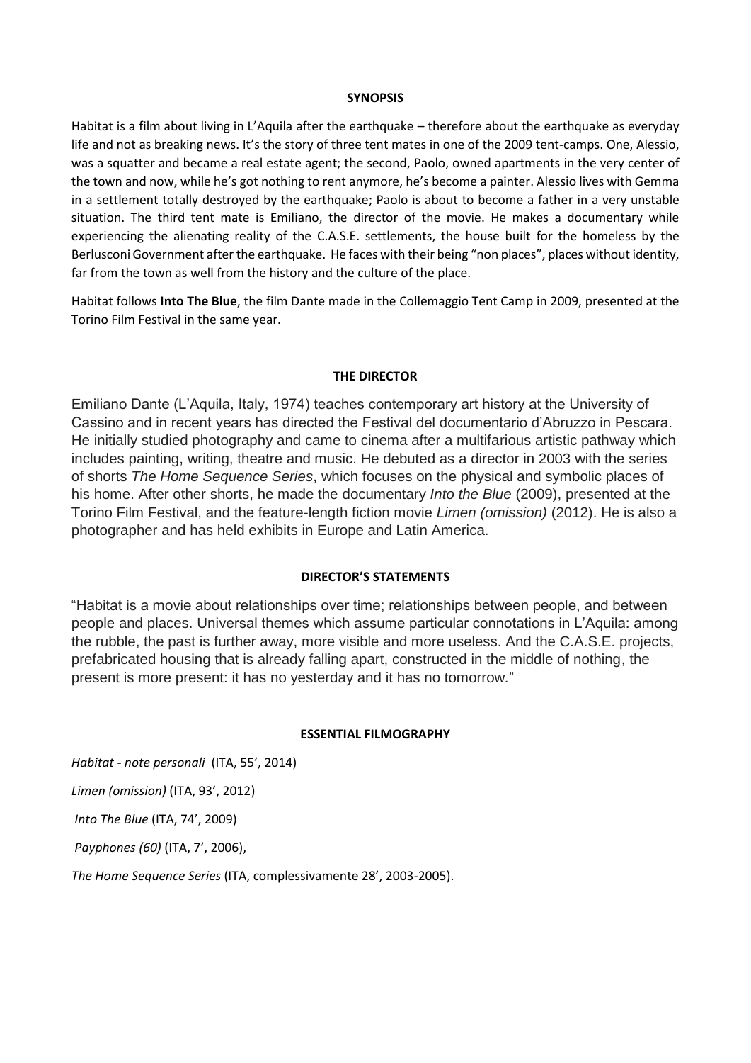## SYNOPSIS

Habitat is a film about living in L'Aquila after the earthquake – therefore about the earthquake as everyday life and not as breaking news. It's the story of three tent mates in one of the 2009 tent-camps. One, Alessio, was a squatter and became a real estate agent; the second, Paolo, owned apartments in the very center of the town and now, while he's got nothing to rent anymore, he's become a painter. Alessio lives with Gemma in a settlement totally destroyed by the earthquake; Paolo is about to become a father in a very unstable situation. The third tent mate is Emiliano, the director of the movie. He makes a documentary while experiencing the alienating reality of the C.A.S.E. settlements, the house built for the homeless by the Berlusconi Government after the earthquake. He faces with their being "non places", places without identity, far from the town as well from the history and the culture of the place.

Habitat follows **Into The Blue**, the film Dante made in the Collemaggio Tent Camp in 2009, presented at the Torino Film Festival in the same year.

## THE DIRECTOR

Emiliano Dante (L'Aquila, Italy, 1974) teaches contemporary art history at the University of Cassino and in recent years has directed the Festival del documentario d'Abruzzo in Pescara. He initially studied photography and came to cinema after a multifarious artistic pathway which includes painting, writing, theatre and music. He debuted as a director in 2003 with the series of shorts *The Home Sequence Series*, which focuses on the physical and symbolic places of his home. After other shorts, he made the documentary *Into the Blue* (2009), presented at the Torino Film Festival, and the feature-length fiction movie *Limen (omission)* (2012). He is also a photographer and has held exhibits in Europe and Latin America.

## DIRECTOR'S STATEMENTS

"Habitat is a movie about relationships over time; relationships between people, and between people and places. Universal themes which assume particular connotations in L'Aquila: among the rubble, the past is further away, more visible and more useless. And the C.A.S.E. projects, prefabricated housing that is already falling apart, constructed in the middle of nothing, the present is more present: it has no yesterday and it has no tomorrow."

## ESSENTIAL FILMOGRAPHY

*Habitat - note personali* (ITA, 55', 2014)

*Limen (omission)* (ITA, 93', 2012)

*Into The Blue* (ITA, 74', 2009)

*Payphones (60)* (ITA, 7', 2006),

*The Home Sequence Series* (ITA, complessivamente 28', 2003-2005).